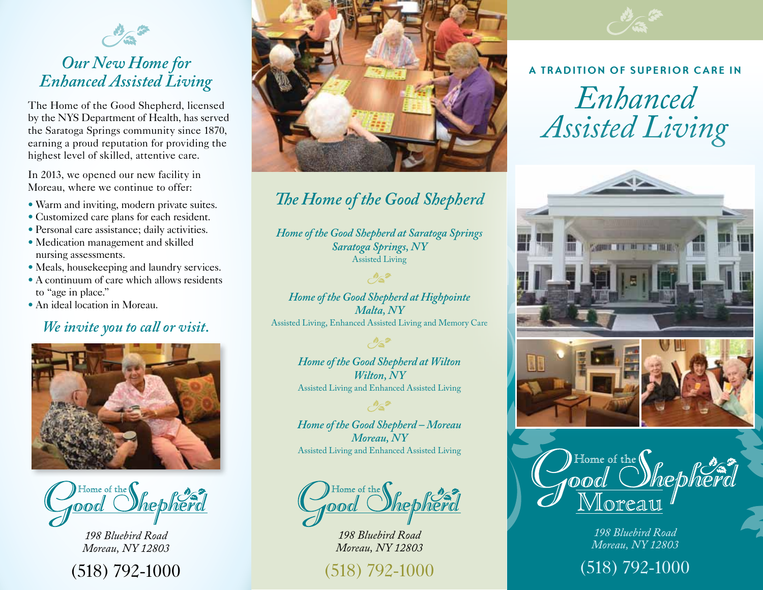## Our New Home for Enhanced Assisted Living

The Home of the Good Shepherd, licensed by the NYS Department of Health, has served the Saratoga Springs community since 1870, earning a proud reputation for providing the highest level of skilled, attentive care.

In 2013, we opened our new facility in Moreau, where we continue to offer:

- Warm and inviting, modern private suites.
- Customized care plans for each resident.
- Personal care assistance; daily activities.
- Medication management and skilled nursing assessments.
- Meals, housekeeping and laundry services.
- A continuum of care which allows residents to "age in place."
- An ideal location in Moreau.

### *We invite you to call or visit.*

Home of the Good Shepherd

*198 Bluebird Road*
*Moreau, NY 12803*

(518) 792-1000

## The Home of the Good Shepherd

*Home of the Good Shepherd at Saratoga Springs*
*Saratoga Springs, NY*
Assisted Living

*Home of the Good Shepherd at Highpointe*
*Malta, NY*
Assisted Living, Enhanced Assisted Living and Memory Care

*Home of the Good Shepherd at Wilton*
*Wilton, NY*
Assisted Living and Enhanced Assisted Living

*Home of the Good Shepherd – Moreau*
*Moreau, NY*
Assisted Living and Enhanced Assisted Living

Home of the Good Shepherd

*198 Bluebird Road*
*Moreau, NY 12803*

(518) 792-1000

A TRADITION OF SUPERIOR CARE IN

# *Enhanced Assisted Living*

Home of the Good Shepherd Moreau

*198 Bluebird Road*
*Moreau, NY 12803*

(518) 792-1000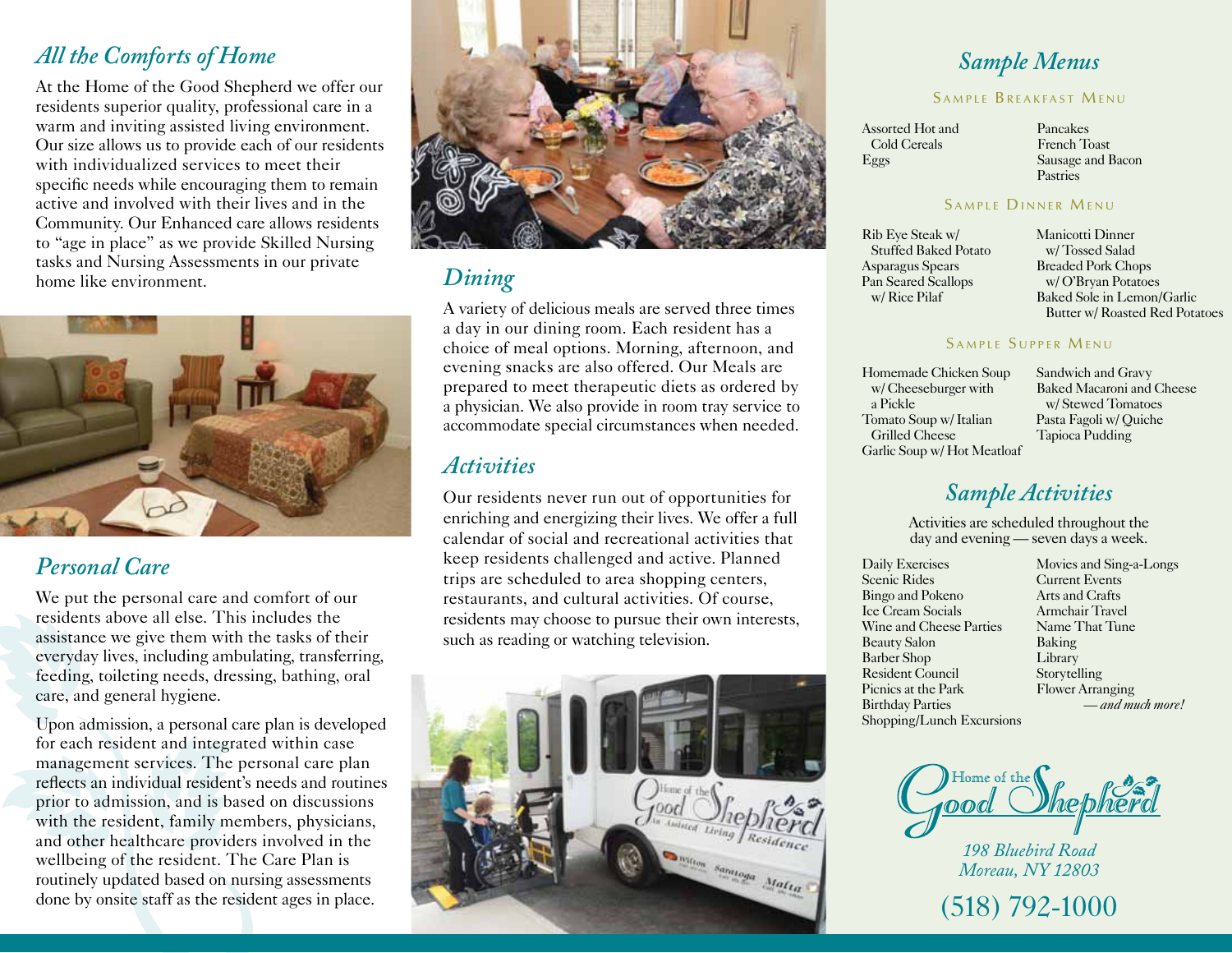## *All the Comforts of Home*

At the Home of the Good Shepherd we offer our residents superior quality, professional care in a warm and inviting assisted living environment. Our size allows us to provide each of our residents with individualized services to meet their specific needs while encouraging them to remain active and involved with their lives and in the Community. Our Enhanced care allows residents to "age in place" as we provide Skilled Nursing tasks and Nursing Assessments in our private home like environment.

## *Personal Care*

We put the personal care and comfort of our residents above all else. This includes the assistance we give them with the tasks of their everyday lives, including ambulating, transferring, feeding, toileting needs, dressing, bathing, oral care, and general hygiene.

Upon admission, a personal care plan is developed for each resident and integrated within case management services. The personal care plan reflects an individual resident's needs and routines prior to admission, and is based on discussions with the resident, family members, physicians, and other healthcare providers involved in the wellbeing of the resident. The Care Plan is routinely updated based on nursing assessments done by onsite staff as the resident ages in place.

## *Dining*

A variety of delicious meals are served three times a day in our dining room. Each resident has a choice of meal options. Morning, afternoon, and evening snacks are also offered. Our Meals are prepared to meet therapeutic diets as ordered by a physician. We also provide in room tray service to accommodate special circumstances when needed.

## *Activities*

Our residents never run out of opportunities for enriching and energizing their lives. We offer a full calendar of social and recreational activities that keep residents challenged and active. Planned trips are scheduled to area shopping centers, restaurants, and cultural activities. Of course, residents may choose to pursue their own interests, such as reading or watching television.

## *Sample Menus*

### Sample Breakfast Menu

- Assorted Hot and Cold Cereals
- Eggs
- Pancakes
- French Toast
- Sausage and Bacon
- Pastries

### Sample Dinner Menu

- Rib Eye Steak w/ Stuffed Baked Potato
- Asparagus Spears
- Pan Seared Scallops w/ Rice Pilaf
- Manicotti Dinner w/ Tossed Salad
- Breaded Pork Chops w/ O'Bryan Potatoes
- Baked Sole in Lemon/Garlic Butter w/ Roasted Red Potatoes

### Sample Supper Menu

- Homemade Chicken Soup w/ Cheeseburger with a Pickle
- Tomato Soup w/ Italian Grilled Cheese
- Garlic Soup w/ Hot Meatloaf
- Sandwich and Gravy
- Baked Macaroni and Cheese w/ Stewed Tomatoes
- Pasta Fagoli w/ Quiche
- Tapioca Pudding

## *Sample Activities*

Activities are scheduled throughout the day and evening — seven days a week.

- Daily Exercises
- Scenic Rides
- Bingo and Pokeno
- Ice Cream Socials
- Wine and Cheese Parties
- Beauty Salon
- Barber Shop
- Resident Council
- Picnics at the Park
- Birthday Parties
- Shopping/Lunch Excursions
- Movies and Sing-a-Longs
- Current Events
- Arts and Crafts
- Armchair Travel
- Name That Tune
- Baking
- Library
- Storytelling
- Flower Arranging

*— and much more!*

Home of the Good Shepherd

*198 Bluebird Road*
*Moreau, NY 12803*

(518) 792-1000